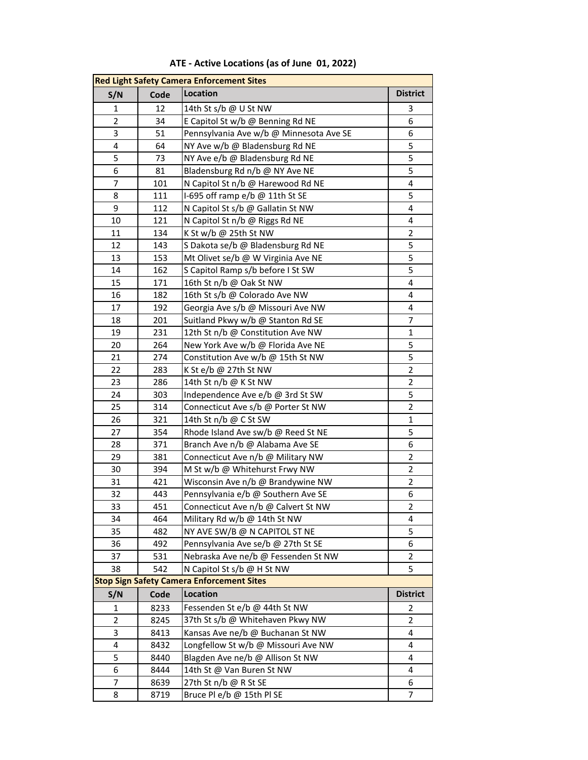# ATE - Active Locations (as of June 01, 2022)

| Red Light Safety Camera Enforcement Sites | | | |
|---|---|---|---|
| S/N | Code | Location | District |
| 1 | 12 | 14th St s/b @ U St NW | 3 |
| 2 | 34 | E Capitol St w/b @ Benning Rd NE | 6 |
| 3 | 51 | Pennsylvania Ave w/b @ Minnesota Ave SE | 6 |
| 4 | 64 | NY Ave w/b @ Bladensburg Rd NE | 5 |
| 5 | 73 | NY Ave e/b @ Bladensburg Rd NE | 5 |
| 6 | 81 | Bladensburg Rd n/b @ NY Ave NE | 5 |
| 7 | 101 | N Capitol St n/b @ Harewood Rd NE | 4 |
| 8 | 111 | I-695 off ramp e/b @ 11th St SE | 5 |
| 9 | 112 | N Capitol St s/b @ Gallatin St NW | 4 |
| 10 | 121 | N Capitol St n/b @ Riggs Rd NE | 4 |
| 11 | 134 | K St w/b @ 25th St NW | 2 |
| 12 | 143 | S Dakota se/b @ Bladensburg Rd NE | 5 |
| 13 | 153 | Mt Olivet se/b @ W Virginia Ave NE | 5 |
| 14 | 162 | S Capitol Ramp s/b before I St SW | 5 |
| 15 | 171 | 16th St n/b @ Oak St NW | 4 |
| 16 | 182 | 16th St s/b @ Colorado Ave NW | 4 |
| 17 | 192 | Georgia Ave s/b @ Missouri Ave NW | 4 |
| 18 | 201 | Suitland Pkwy w/b @ Stanton Rd SE | 7 |
| 19 | 231 | 12th St n/b @ Constitution Ave NW | 1 |
| 20 | 264 | New York Ave w/b @ Florida Ave NE | 5 |
| 21 | 274 | Constitution Ave w/b @ 15th St NW | 5 |
| 22 | 283 | K St e/b @ 27th St NW | 2 |
| 23 | 286 | 14th St n/b @ K St NW | 2 |
| 24 | 303 | Independence Ave e/b @ 3rd St SW | 5 |
| 25 | 314 | Connecticut Ave s/b @ Porter St NW | 2 |
| 26 | 321 | 14th St n/b @ C St SW | 1 |
| 27 | 354 | Rhode Island Ave sw/b @ Reed St NE | 5 |
| 28 | 371 | Branch Ave n/b @ Alabama Ave SE | 6 |
| 29 | 381 | Connecticut Ave n/b @ Military NW | 2 |
| 30 | 394 | M St w/b @ Whitehurst Frwy NW | 2 |
| 31 | 421 | Wisconsin Ave n/b @ Brandywine NW | 2 |
| 32 | 443 | Pennsylvania e/b @ Southern Ave SE | 6 |
| 33 | 451 | Connecticut Ave n/b @ Calvert St NW | 2 |
| 34 | 464 | Military Rd w/b @ 14th St NW | 4 |
| 35 | 482 | NY AVE SW/B @ N CAPITOL ST NE | 5 |
| 36 | 492 | Pennsylvania Ave se/b @ 27th St SE | 6 |
| 37 | 531 | Nebraska Ave ne/b @ Fessenden St NW | 2 |
| 38 | 542 | N Capitol St s/b @ H St NW | 5 |

| Stop Sign Safety Camera Enforcement Sites | | | |
|---|---|---|---|
| S/N | Code | Location | District |
| 1 | 8233 | Fessenden St e/b @ 44th St NW | 2 |
| 2 | 8245 | 37th St s/b @ Whitehaven Pkwy NW | 2 |
| 3 | 8413 | Kansas Ave ne/b @ Buchanan St NW | 4 |
| 4 | 8432 | Longfellow St w/b @ Missouri Ave NW | 4 |
| 5 | 8440 | Blagden Ave ne/b @ Allison St NW | 4 |
| 6 | 8444 | 14th St @ Van Buren St NW | 4 |
| 7 | 8639 | 27th St n/b @ R St SE | 6 |
| 8 | 8719 | Bruce Pl e/b @ 15th Pl SE | 7 |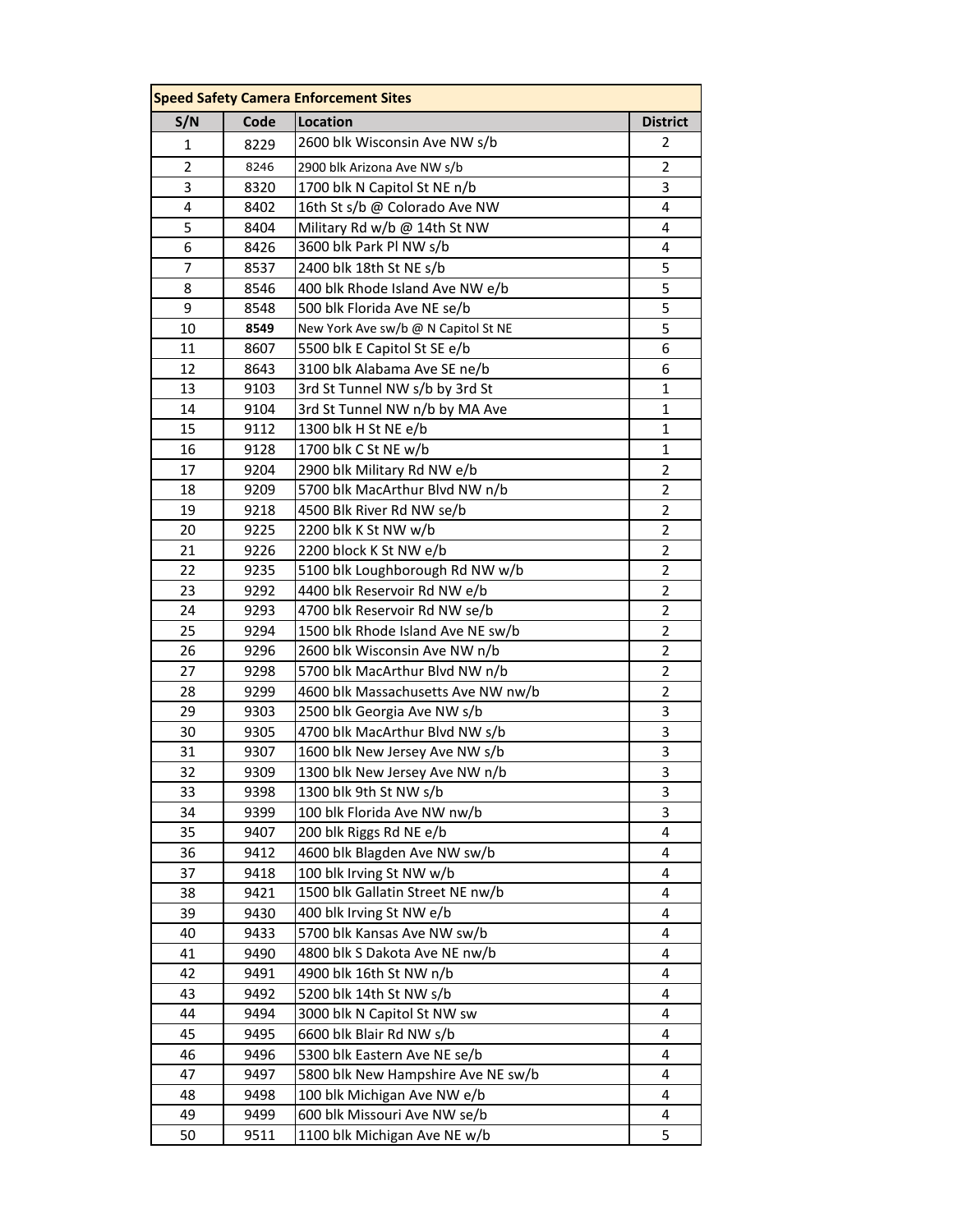| Speed Safety Camera Enforcement Sites | | | |
|---|---|---|---|
| S/N | Code | Location | District |
| 1 | 8229 | 2600 blk Wisconsin Ave NW s/b | 2 |
| 2 | 8246 | 2900 blk Arizona Ave NW s/b | 2 |
| 3 | 8320 | 1700 blk N Capitol St NE n/b | 3 |
| 4 | 8402 | 16th St s/b @ Colorado Ave NW | 4 |
| 5 | 8404 | Military Rd w/b @ 14th St NW | 4 |
| 6 | 8426 | 3600 blk Park Pl NW s/b | 4 |
| 7 | 8537 | 2400 blk 18th St NE s/b | 5 |
| 8 | 8546 | 400 blk Rhode Island Ave NW e/b | 5 |
| 9 | 8548 | 500 blk Florida Ave NE se/b | 5 |
| 10 | **8549** | New York Ave sw/b @ N Capitol St NE | 5 |
| 11 | 8607 | 5500 blk E Capitol St SE e/b | 6 |
| 12 | 8643 | 3100 blk Alabama Ave SE ne/b | 6 |
| 13 | 9103 | 3rd St Tunnel NW s/b by 3rd St | 1 |
| 14 | 9104 | 3rd St Tunnel NW n/b by MA Ave | 1 |
| 15 | 9112 | 1300 blk H St NE e/b | 1 |
| 16 | 9128 | 1700 blk C St NE w/b | 1 |
| 17 | 9204 | 2900 blk Military Rd NW e/b | 2 |
| 18 | 9209 | 5700 blk MacArthur Blvd NW n/b | 2 |
| 19 | 9218 | 4500 Blk River Rd NW se/b | 2 |
| 20 | 9225 | 2200 blk K St NW w/b | 2 |
| 21 | 9226 | 2200 block K St NW e/b | 2 |
| 22 | 9235 | 5100 blk Loughborough Rd NW w/b | 2 |
| 23 | 9292 | 4400 blk Reservoir Rd NW e/b | 2 |
| 24 | 9293 | 4700 blk Reservoir Rd NW se/b | 2 |
| 25 | 9294 | 1500 blk Rhode Island Ave NE sw/b | 2 |
| 26 | 9296 | 2600 blk Wisconsin Ave NW n/b | 2 |
| 27 | 9298 | 5700 blk MacArthur Blvd NW n/b | 2 |
| 28 | 9299 | 4600 blk Massachusetts Ave NW nw/b | 2 |
| 29 | 9303 | 2500 blk Georgia Ave NW s/b | 3 |
| 30 | 9305 | 4700 blk MacArthur Blvd NW s/b | 3 |
| 31 | 9307 | 1600 blk New Jersey Ave NW s/b | 3 |
| 32 | 9309 | 1300 blk New Jersey Ave NW n/b | 3 |
| 33 | 9398 | 1300 blk 9th St NW s/b | 3 |
| 34 | 9399 | 100 blk Florida Ave NW nw/b | 3 |
| 35 | 9407 | 200 blk Riggs Rd NE e/b | 4 |
| 36 | 9412 | 4600 blk Blagden Ave NW sw/b | 4 |
| 37 | 9418 | 100 blk Irving St NW w/b | 4 |
| 38 | 9421 | 1500 blk Gallatin Street NE nw/b | 4 |
| 39 | 9430 | 400 blk Irving St NW e/b | 4 |
| 40 | 9433 | 5700 blk Kansas Ave NW sw/b | 4 |
| 41 | 9490 | 4800 blk S Dakota Ave NE nw/b | 4 |
| 42 | 9491 | 4900 blk 16th St NW n/b | 4 |
| 43 | 9492 | 5200 blk 14th St NW s/b | 4 |
| 44 | 9494 | 3000 blk N Capitol St NW sw | 4 |
| 45 | 9495 | 6600 blk Blair Rd NW s/b | 4 |
| 46 | 9496 | 5300 blk Eastern Ave NE se/b | 4 |
| 47 | 9497 | 5800 blk New Hampshire Ave NE sw/b | 4 |
| 48 | 9498 | 100 blk Michigan Ave NW e/b | 4 |
| 49 | 9499 | 600 blk Missouri Ave NW se/b | 4 |
| 50 | 9511 | 1100 blk Michigan Ave NE w/b | 5 |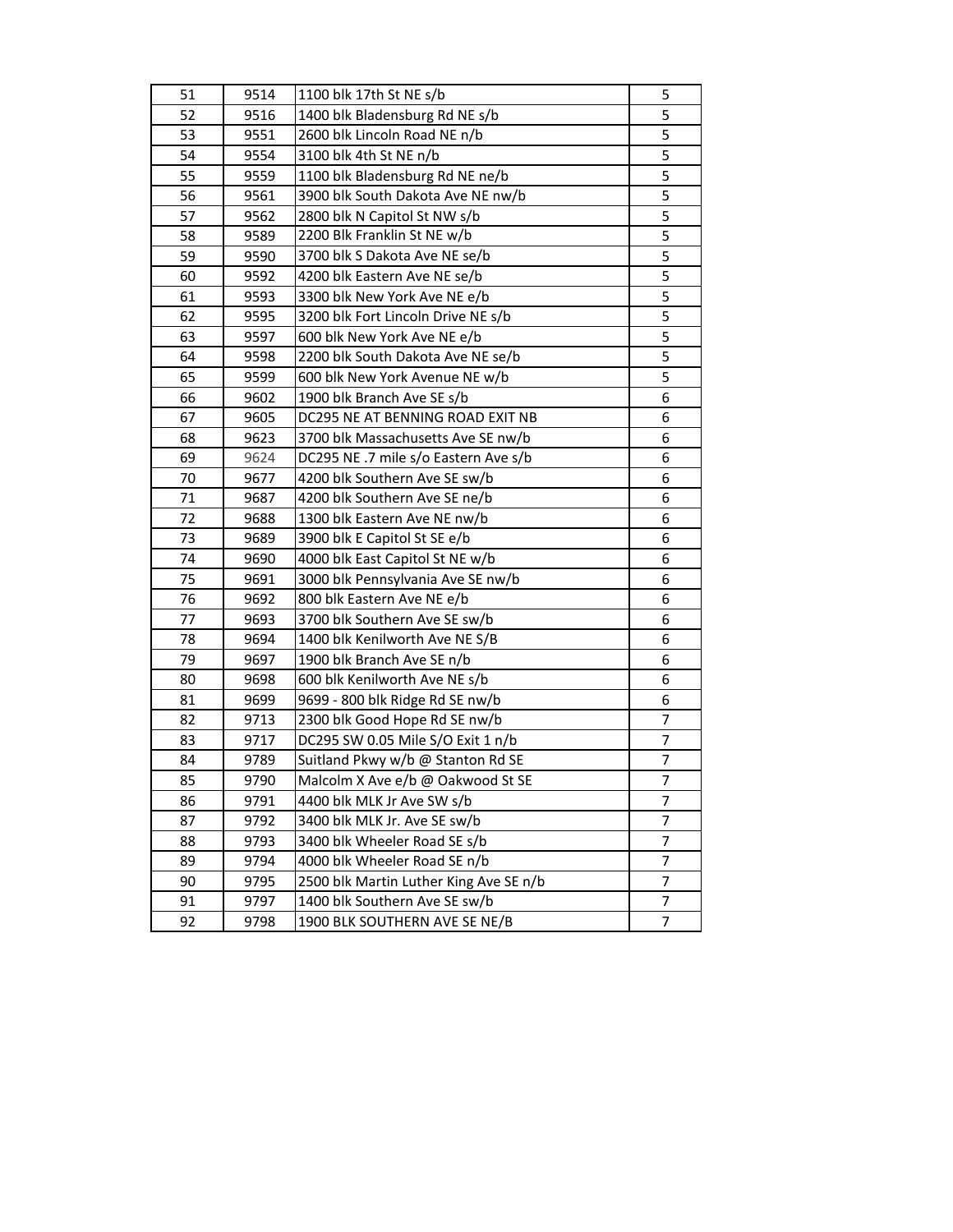| | | | |
|---|---|---|---|
| 51 | 9514 | 1100 blk 17th St NE s/b | 5 |
| 52 | 9516 | 1400 blk Bladensburg Rd NE s/b | 5 |
| 53 | 9551 | 2600 blk Lincoln Road NE n/b | 5 |
| 54 | 9554 | 3100 blk 4th St NE n/b | 5 |
| 55 | 9559 | 1100 blk Bladensburg Rd NE ne/b | 5 |
| 56 | 9561 | 3900 blk South Dakota Ave NE nw/b | 5 |
| 57 | 9562 | 2800 blk N Capitol St NW s/b | 5 |
| 58 | 9589 | 2200 Blk Franklin St NE w/b | 5 |
| 59 | 9590 | 3700 blk S Dakota Ave NE se/b | 5 |
| 60 | 9592 | 4200 blk Eastern Ave NE se/b | 5 |
| 61 | 9593 | 3300 blk New York Ave NE e/b | 5 |
| 62 | 9595 | 3200 blk Fort Lincoln Drive NE s/b | 5 |
| 63 | 9597 | 600 blk New York Ave NE e/b | 5 |
| 64 | 9598 | 2200 blk South Dakota Ave NE se/b | 5 |
| 65 | 9599 | 600 blk New York Avenue NE w/b | 5 |
| 66 | 9602 | 1900 blk Branch Ave SE s/b | 6 |
| 67 | 9605 | DC295 NE AT BENNING ROAD EXIT NB | 6 |
| 68 | 9623 | 3700 blk Massachusetts Ave SE nw/b | 6 |
| 69 | 9624 | DC295 NE .7 mile s/o Eastern Ave s/b | 6 |
| 70 | 9677 | 4200 blk Southern Ave SE sw/b | 6 |
| 71 | 9687 | 4200 blk Southern Ave SE ne/b | 6 |
| 72 | 9688 | 1300 blk Eastern Ave NE nw/b | 6 |
| 73 | 9689 | 3900 blk E Capitol St SE e/b | 6 |
| 74 | 9690 | 4000 blk East Capitol St NE w/b | 6 |
| 75 | 9691 | 3000 blk Pennsylvania Ave SE nw/b | 6 |
| 76 | 9692 | 800 blk Eastern Ave NE e/b | 6 |
| 77 | 9693 | 3700 blk Southern Ave SE sw/b | 6 |
| 78 | 9694 | 1400 blk Kenilworth Ave NE S/B | 6 |
| 79 | 9697 | 1900 blk Branch Ave SE n/b | 6 |
| 80 | 9698 | 600 blk Kenilworth Ave NE s/b | 6 |
| 81 | 9699 | 9699 - 800 blk Ridge Rd SE nw/b | 6 |
| 82 | 9713 | 2300 blk Good Hope Rd SE nw/b | 7 |
| 83 | 9717 | DC295 SW 0.05 Mile S/O Exit 1 n/b | 7 |
| 84 | 9789 | Suitland Pkwy w/b @ Stanton Rd SE | 7 |
| 85 | 9790 | Malcolm X Ave e/b @ Oakwood St SE | 7 |
| 86 | 9791 | 4400 blk MLK Jr Ave SW s/b | 7 |
| 87 | 9792 | 3400 blk MLK Jr. Ave SE sw/b | 7 |
| 88 | 9793 | 3400 blk Wheeler Road SE s/b | 7 |
| 89 | 9794 | 4000 blk Wheeler Road SE n/b | 7 |
| 90 | 9795 | 2500 blk Martin Luther King Ave SE n/b | 7 |
| 91 | 9797 | 1400 blk Southern Ave SE sw/b | 7 |
| 92 | 9798 | 1900 BLK SOUTHERN AVE SE NE/B | 7 |